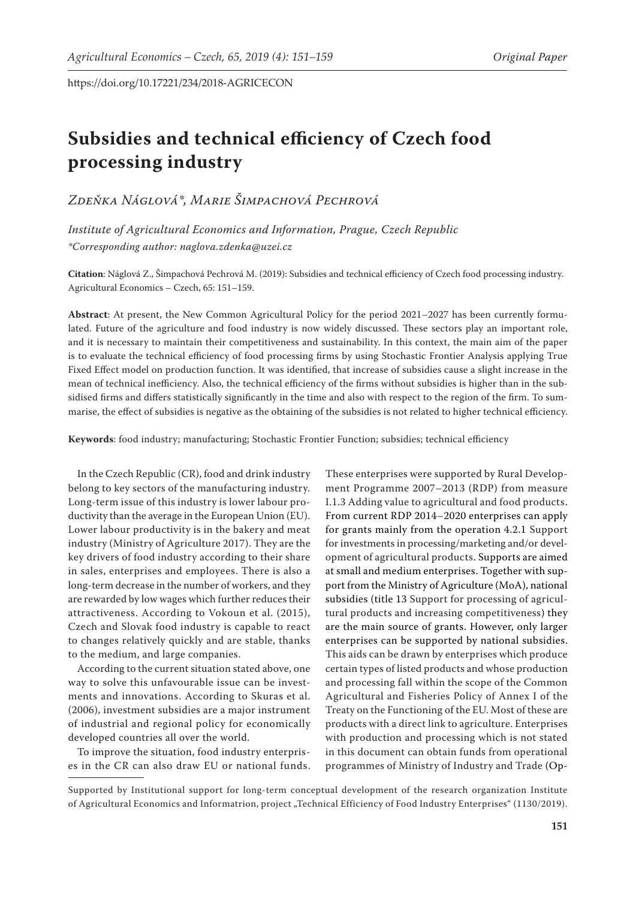https://doi.org/10.17221/234/2018-AGRICECON

# Subsidies and technical efficiency of Czech food processing industry

*Zdeňka Náglová\*, Marie Šimpachová Pechrová*

*Institute of Agricultural Economics and Information, Prague, Czech Republic*
*\*Corresponding author: naglova.zdenka@uzei.cz*

**Citation**: Náglová Z., Šimpachová Pechrová M. (2019): Subsidies and technical efficiency of Czech food processing industry. Agricultural Economics – Czech, 65: 151–159.

**Abstract**: At present, the New Common Agricultural Policy for the period 2021–2027 has been currently formulated. Future of the agriculture and food industry is now widely discussed. These sectors play an important role, and it is necessary to maintain their competitiveness and sustainability. In this context, the main aim of the paper is to evaluate the technical efficiency of food processing firms by using Stochastic Frontier Analysis applying True Fixed Effect model on production function. It was identified, that increase of subsidies cause a slight increase in the mean of technical inefficiency. Also, the technical efficiency of the firms without subsidies is higher than in the subsidised firms and differs statistically significantly in the time and also with respect to the region of the firm. To summarise, the effect of subsidies is negative as the obtaining of the subsidies is not related to higher technical efficiency.

**Keywords**: food industry; manufacturing; Stochastic Frontier Function; subsidies; technical efficiency

In the Czech Republic (CR), food and drink industry belong to key sectors of the manufacturing industry. Long-term issue of this industry is lower labour productivity than the average in the European Union (EU). Lower labour productivity is in the bakery and meat industry (Ministry of Agriculture 2017). They are the key drivers of food industry according to their share in sales, enterprises and employees. There is also a long-term decrease in the number of workers, and they are rewarded by low wages which further reduces their attractiveness. According to Vokoun et al. (2015), Czech and Slovak food industry is capable to react to changes relatively quickly and are stable, thanks to the medium, and large companies.

According to the current situation stated above, one way to solve this unfavourable issue can be investments and innovations. According to Skuras et al. (2006), investment subsidies are a major instrument of industrial and regional policy for economically developed countries all over the world.

To improve the situation, food industry enterprises in the CR can also draw EU or national funds. These enterprises were supported by Rural Development Programme 2007–2013 (RDP) from measure I.1.3 Adding value to agricultural and food products. From current RDP 2014–2020 enterprises can apply for grants mainly from the operation 4.2.1 Support for investments in processing/marketing and/or development of agricultural products. Supports are aimed at small and medium enterprises. Together with support from the Ministry of Agriculture (MoA), national subsidies (title 13 Support for processing of agricultural products and increasing competitiveness) they are the main source of grants. However, only larger enterprises can be supported by national subsidies. This aids can be drawn by enterprises which produce certain types of listed products and whose production and processing fall within the scope of the Common Agricultural and Fisheries Policy of Annex I of the Treaty on the Functioning of the EU. Most of these are products with a direct link to agriculture. Enterprises with production and processing which is not stated in this document can obtain funds from operational programmes of Ministry of Industry and Trade (Op-

Supported by Institutional support for long-term conceptual development of the research organization Institute of Agricultural Economics and Informatrion, project „Technical Efficiency of Food Industry Enterprises" (1130/2019).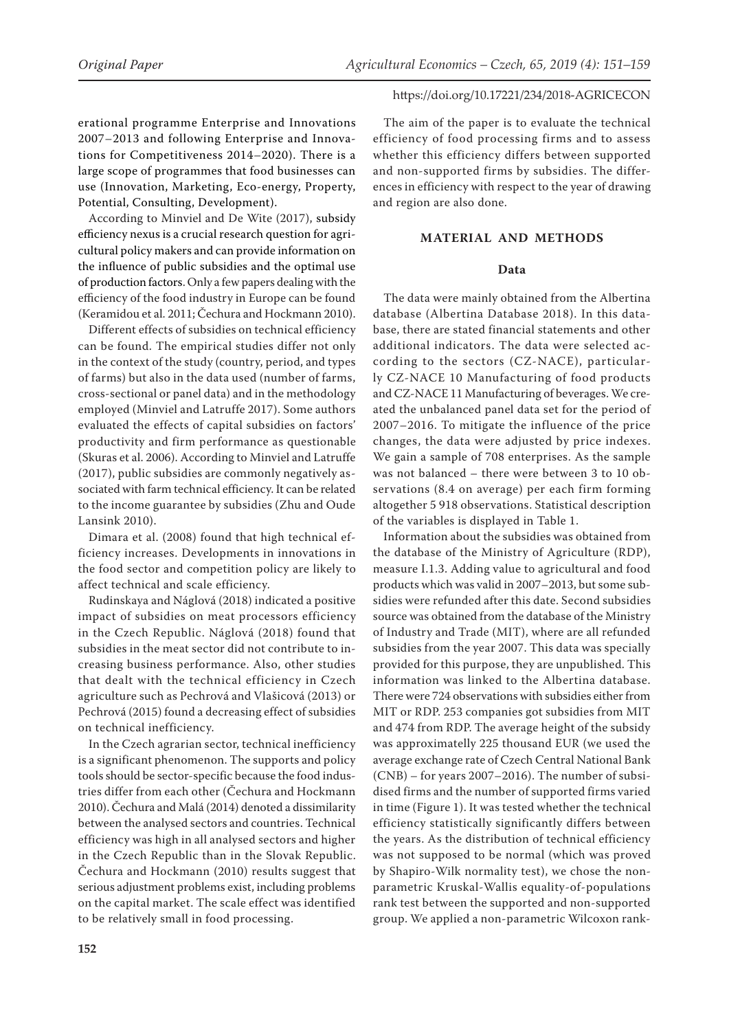erational programme Enterprise and Innovations 2007–2013 and following Enterprise and Innovations for Competitiveness 2014–2020). There is a large scope of programmes that food businesses can use (Innovation, Marketing, Eco-energy, Property, Potential, Consulting, Development).

According to Minviel and De Wite (2017), subsidy efficiency nexus is a crucial research question for agricultural policy makers and can provide information on the influence of public subsidies and the optimal use of production factors. Only a few papers dealing with the efficiency of the food industry in Europe can be found (Keramidou et al. 2011; Čechura and Hockmann 2010).

Different effects of subsidies on technical efficiency can be found. The empirical studies differ not only in the context of the study (country, period, and types of farms) but also in the data used (number of farms, cross-sectional or panel data) and in the methodology employed (Minviel and Latruffe 2017). Some authors evaluated the effects of capital subsidies on factors' productivity and firm performance as questionable (Skuras et al. 2006). According to Minviel and Latruffe (2017), public subsidies are commonly negatively associated with farm technical efficiency. It can be related to the income guarantee by subsidies (Zhu and Oude Lansink 2010).

Dimara et al. (2008) found that high technical efficiency increases. Developments in innovations in the food sector and competition policy are likely to affect technical and scale efficiency.

Rudinskaya and Náglová (2018) indicated a positive impact of subsidies on meat processors efficiency in the Czech Republic. Náglová (2018) found that subsidies in the meat sector did not contribute to increasing business performance. Also, other studies that dealt with the technical efficiency in Czech agriculture such as Pechrová and Vlašicová (2013) or Pechrová (2015) found a decreasing effect of subsidies on technical inefficiency.

In the Czech agrarian sector, technical inefficiency is a significant phenomenon. The supports and policy tools should be sector-specific because the food industries differ from each other (Čechura and Hockmann 2010). Čechura and Malá (2014) denoted a dissimilarity between the analysed sectors and countries. Technical efficiency was high in all analysed sectors and higher in the Czech Republic than in the Slovak Republic. Čechura and Hockmann (2010) results suggest that serious adjustment problems exist, including problems on the capital market. The scale effect was identified to be relatively small in food processing.

The aim of the paper is to evaluate the technical efficiency of food processing firms and to assess whether this efficiency differs between supported and non-supported firms by subsidies. The differences in efficiency with respect to the year of drawing and region are also done.

## MATERIAL AND METHODS

### Data

The data were mainly obtained from the Albertina database (Albertina Database 2018). In this database, there are stated financial statements and other additional indicators. The data were selected according to the sectors (CZ-NACE), particularly CZ-NACE 10 Manufacturing of food products and CZ-NACE 11 Manufacturing of beverages. We created the unbalanced panel data set for the period of 2007–2016. To mitigate the influence of the price changes, the data were adjusted by price indexes. We gain a sample of 708 enterprises. As the sample was not balanced – there were between 3 to 10 observations (8.4 on average) per each firm forming altogether 5 918 observations. Statistical description of the variables is displayed in Table 1.

Information about the subsidies was obtained from the database of the Ministry of Agriculture (RDP), measure I.1.3. Adding value to agricultural and food products which was valid in 2007–2013, but some subsidies were refunded after this date. Second subsidies source was obtained from the database of the Ministry of Industry and Trade (MIT), where are all refunded subsidies from the year 2007. This data was specially provided for this purpose, they are unpublished. This information was linked to the Albertina database. There were 724 observations with subsidies either from MIT or RDP. 253 companies got subsidies from MIT and 474 from RDP. The average height of the subsidy was approximately 225 thousand EUR (we used the average exchange rate of Czech Central National Bank (CNB) – for years 2007–2016). The number of subsidised firms and the number of supported firms varied in time (Figure 1). It was tested whether the technical efficiency statistically significantly differs between the years. As the distribution of technical efficiency was not supposed to be normal (which was proved by Shapiro-Wilk normality test), we chose the non-parametric Kruskal-Wallis equality-of-populations rank test between the supported and non-supported group. We applied a non-parametric Wilcoxon rank-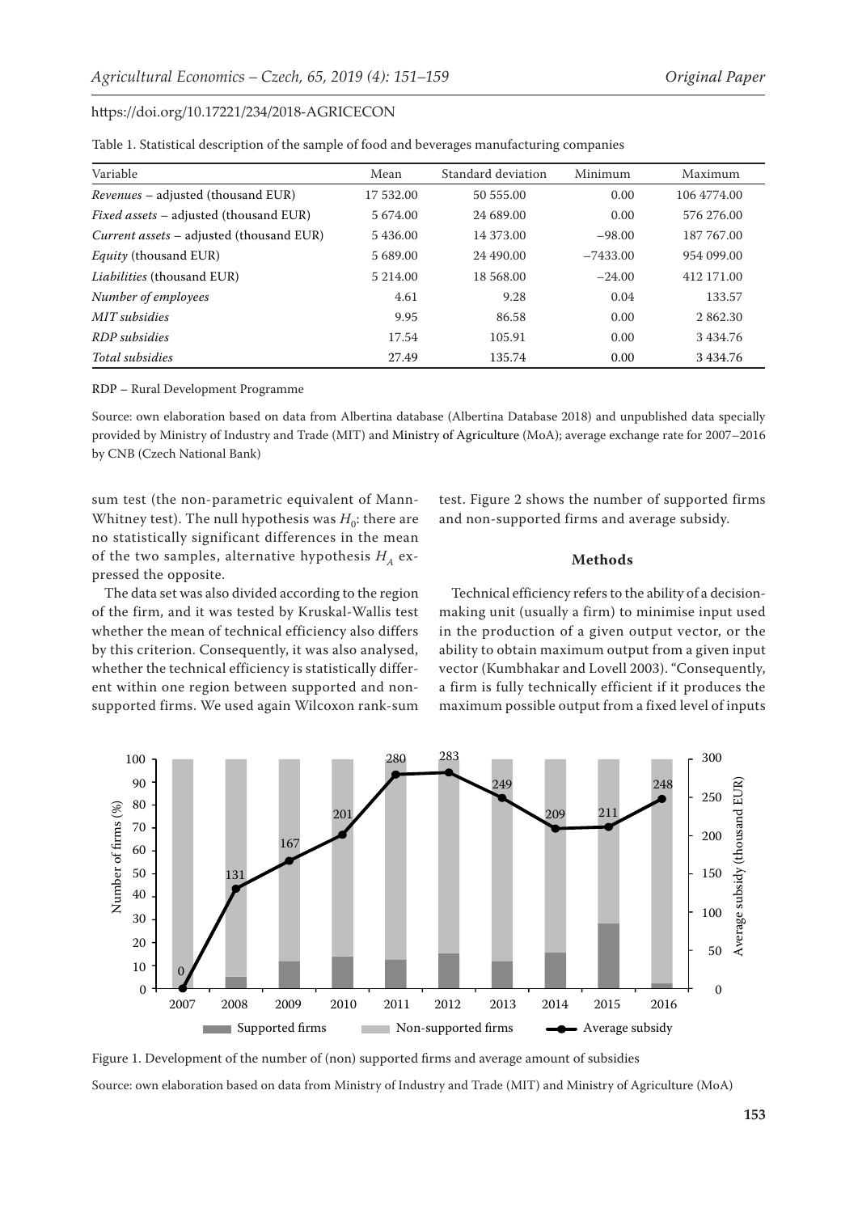Table 1. Statistical description of the sample of food and beverages manufacturing companies

| Variable | Mean | Standard deviation | Minimum | Maximum |
|---|---|---|---|---|
| *Revenues* – adjusted (thousand EUR) | 17 532.00 | 50 555.00 | 0.00 | 106 4774.00 |
| *Fixed assets* – adjusted (thousand EUR) | 5 674.00 | 24 689.00 | 0.00 | 576 276.00 |
| *Current assets* – adjusted (thousand EUR) | 5 436.00 | 14 373.00 | −98.00 | 187 767.00 |
| *Equity* (thousand EUR) | 5 689.00 | 24 490.00 | −7433.00 | 954 099.00 |
| *Liabilities* (thousand EUR) | 5 214.00 | 18 568.00 | −24.00 | 412 171.00 |
| *Number of employees* | 4.61 | 9.28 | 0.04 | 133.57 |
| *MIT subsidies* | 9.95 | 86.58 | 0.00 | 2 862.30 |
| *RDP subsidies* | 17.54 | 105.91 | 0.00 | 3 434.76 |
| *Total subsidies* | 27.49 | 135.74 | 0.00 | 3 434.76 |

RDP – Rural Development Programme

Source: own elaboration based on data from Albertina database (Albertina Database 2018) and unpublished data specially provided by Ministry of Industry and Trade (MIT) and Ministry of Agriculture (MoA); average exchange rate for 2007–2016 by CNB (Czech National Bank)

sum test (the non-parametric equivalent of Mann-Whitney test). The null hypothesis was $H_0$: there are no statistically significant differences in the mean of the two samples, alternative hypothesis $H_A$ expressed the opposite.

The data set was also divided according to the region of the firm, and it was tested by Kruskal-Wallis test whether the mean of technical efficiency also differs by this criterion. Consequently, it was also analysed, whether the technical efficiency is statistically different within one region between supported and non-supported firms. We used again Wilcoxon rank-sum test. Figure 2 shows the number of supported firms and non-supported firms and average subsidy.

### Methods

Technical efficiency refers to the ability of a decision-making unit (usually a firm) to minimise input used in the production of a given output vector, or the ability to obtain maximum output from a given input vector (Kumbhakar and Lovell 2003). "Consequently, a firm is fully technically efficient if it produces the maximum possible output from a fixed level of inputs

Figure 1. Development of the number of (non) supported firms and average amount of subsidies

Source: own elaboration based on data from Ministry of Industry and Trade (MIT) and Ministry of Agriculture (MoA)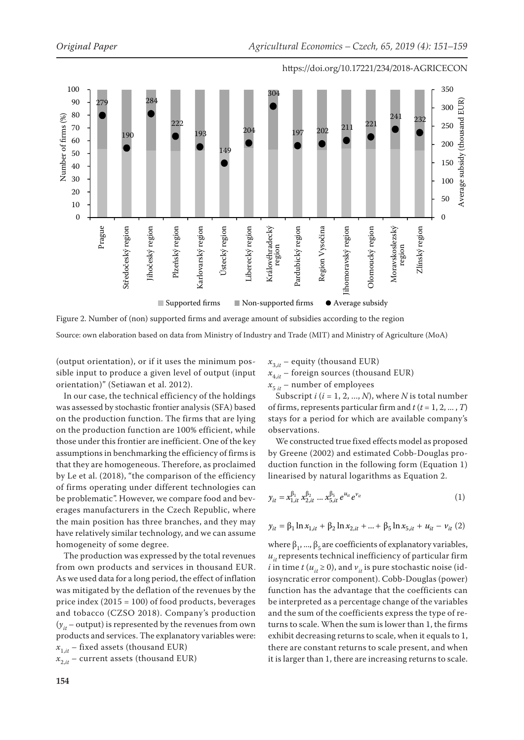Figure 2. Number of (non) supported firms and average amount of subsidies according to the region

Source: own elaboration based on data from Ministry of Industry and Trade (MIT) and Ministry of Agriculture (MoA)

(output orientation), or if it uses the minimum possible input to produce a given level of output (input orientation)" (Setiawan et al. 2012).

In our case, the technical efficiency of the holdings was assessed by stochastic frontier analysis (SFA) based on the production function. The firms that are lying on the production function are 100% efficient, while those under this frontier are inefficient. One of the key assumptions in benchmarking the efficiency of firms is that they are homogeneous. Therefore, as proclaimed by Le et al. (2018), "the comparison of the efficiency of firms operating under different technologies can be problematic". However, we compare food and beverages manufacturers in the Czech Republic, where the main position has three branches, and they may have relatively similar technology, and we can assume homogeneity of some degree.

The production was expressed by the total revenues from own products and services in thousand EUR. As we used data for a long period, the effect of inflation was mitigated by the deflation of the revenues by the price index (2015 = 100) of food products, beverages and tobacco (CZSO 2018). Company's production ($y_{it}$ – output) is represented by the revenues from own products and services. The explanatory variables were:

$x_{1,it}$ – fixed assets (thousand EUR)

$x_{2,it}$ – current assets (thousand EUR)

$x_{3,it}$ – equity (thousand EUR)

$x_{4,it}$ – foreign sources (thousand EUR)

$x_{5\ it}$ – number of employees

Subscript $i$ ($i = 1, 2, ..., N$), where $N$ is total number of firms, represents particular firm and $t$ ($t = 1, 2, ... , T$) stays for a period for which are available company's observations.

We constructed true fixed effects model as proposed by Greene (2002) and estimated Cobb-Douglas production function in the following form (Equation 1) linearised by natural logarithms as Equation 2.

$$y_{it} = x_{1,it}^{\beta_1} x_{2,it}^{\beta_2} \dots x_{5,it}^{\beta_5} e^{u_{it}} e^{v_{it}} \tag{1}$$

$$y_{it} = \beta_1 \ln x_{1,it} + \beta_2 \ln x_{2,it} + \dots + \beta_5 \ln x_{5,it} + u_{it} - v_{it} \tag{2}$$

where $\beta_1, ..., \beta_5$ are coefficients of explanatory variables, $u_{it}$ represents technical inefficiency of particular firm $i$ in time $t$ ($u_{it} \geq 0$), and $v_{it}$ is pure stochastic noise (idiosyncratic error component). Cobb-Douglas (power) function has the advantage that the coefficients can be interpreted as a percentage change of the variables and the sum of the coefficients express the type of returns to scale. When the sum is lower than 1, the firms exhibit decreasing returns to scale, when it equals to 1, there are constant returns to scale present, and when it is larger than 1, there are increasing returns to scale.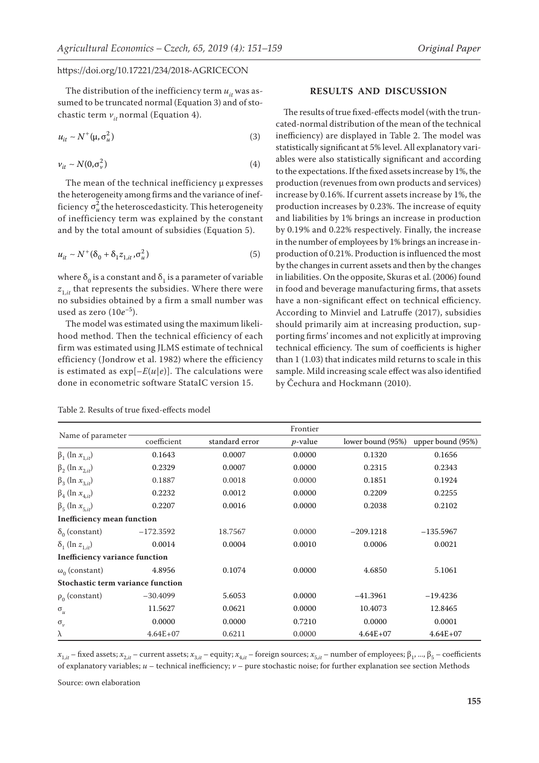The distribution of the inefficiency term $u_{it}$ was assumed to be truncated normal (Equation 3) and of stochastic term $v_{it}$ normal (Equation 4).

$$u_{it} \sim N^{+}(\mu, \sigma_u^2) \tag{3}$$

$$v_{it} \sim N(0, \sigma_v^2) \tag{4}$$

The mean of the technical inefficiency μ expresses the heterogeneity among firms and the variance of inefficiency $\sigma_u^2$ the heteroscedasticity. This heterogeneity of inefficiency term was explained by the constant and by the total amount of subsidies (Equation 5).

$$u_{it} \sim N^{+}(\delta_0 + \delta_1 z_{1,it}, \sigma_u^2) \tag{5}$$

where $\delta_0$ is a constant and $\delta_1$ is a parameter of variable $z_{1,it}$ that represents the subsidies. Where there were no subsidies obtained by a firm a small number was used as zero ($10e^{-5}$).

The model was estimated using the maximum likelihood method. Then the technical efficiency of each firm was estimated using JLMS estimate of technical efficiency (Jondrow et al. 1982) where the efficiency is estimated as $\exp[-E(u|e)]$. The calculations were done in econometric software StataIC version 15.

## RESULTS AND DISCUSSION

The results of true fixed-effects model (with the truncated-normal distribution of the mean of the technical inefficiency) are displayed in Table 2. The model was statistically significant at 5% level. All explanatory variables were also statistically significant and according to the expectations. If the fixed assets increase by 1%, the production (revenues from own products and services) increase by 0.16%. If current assets increase by 1%, the production increases by 0.23%. The increase of equity and liabilities by 1% brings an increase in production by 0.19% and 0.22% respectively. Finally, the increase in the number of employees by 1% brings an increase in production of 0.21%. Production is influenced the most by the changes in current assets and then by the changes in liabilities. On the opposite, Skuras et al. (2006) found in food and beverage manufacturing firms, that assets have a non-significant effect on technical efficiency. According to Minviel and Latruffe (2017), subsidies should primarily aim at increasing production, supporting firms' incomes and not explicitly at improving technical efficiency. The sum of coefficients is higher than 1 (1.03) that indicates mild returns to scale in this sample. Mild increasing scale effect was also identified by Čechura and Hockmann (2010).

Table 2. Results of true fixed-effects model

| Name of parameter | Frontier | | | | |
|---|---|---|---|---|---|
| | coefficient | standard error | $p$-value | lower bound (95%) | upper bound (95%) |
| $\beta_1$ ($\ln x_{1,it}$) | 0.1643 | 0.0007 | 0.0000 | 0.1320 | 0.1656 |
| $\beta_2$ ($\ln x_{2,it}$) | 0.2329 | 0.0007 | 0.0000 | 0.2315 | 0.2343 |
| $\beta_3$ ($\ln x_{3,it}$) | 0.1887 | 0.0018 | 0.0000 | 0.1851 | 0.1924 |
| $\beta_4$ ($\ln x_{4,it}$) | 0.2232 | 0.0012 | 0.0000 | 0.2209 | 0.2255 |
| $\beta_5$ ($\ln x_{5,it}$) | 0.2207 | 0.0016 | 0.0000 | 0.2038 | 0.2102 |
| **Inefficiency mean function** | | | | | |
| $\delta_0$ (constant) | −172.3592 | 18.7567 | 0.0000 | −209.1218 | −135.5967 |
| $\delta_1$ ($\ln z_{1,it}$) | 0.0014 | 0.0004 | 0.0010 | 0.0006 | 0.0021 |
| **Inefficiency variance function** | | | | | |
| $\omega_0$ (constant) | 4.8956 | 0.1074 | 0.0000 | 4.6850 | 5.1061 |
| **Stochastic term variance function** | | | | | |
| $\rho_0$ (constant) | −30.4099 | 5.6053 | 0.0000 | −41.3961 | −19.4236 |
| $\sigma_u$ | 11.5627 | 0.0621 | 0.0000 | 10.4073 | 12.8465 |
| $\sigma_v$ | 0.0000 | 0.0000 | 0.7210 | 0.0000 | 0.0001 |
| $\lambda$ | 4.64E+07 | 0.6211 | 0.0000 | 4.64E+07 | 4.64E+07 |

$x_{1,it}$ – fixed assets; $x_{2,it}$ – current assets; $x_{3,it}$ – equity; $x_{4,it}$ – foreign sources; $x_{5,it}$ – number of employees; $\beta_1, ..., \beta_5$ – coefficients of explanatory variables; $u$ – technical inefficiency; $v$ – pure stochastic noise; for further explanation see section Methods

Source: own elaboration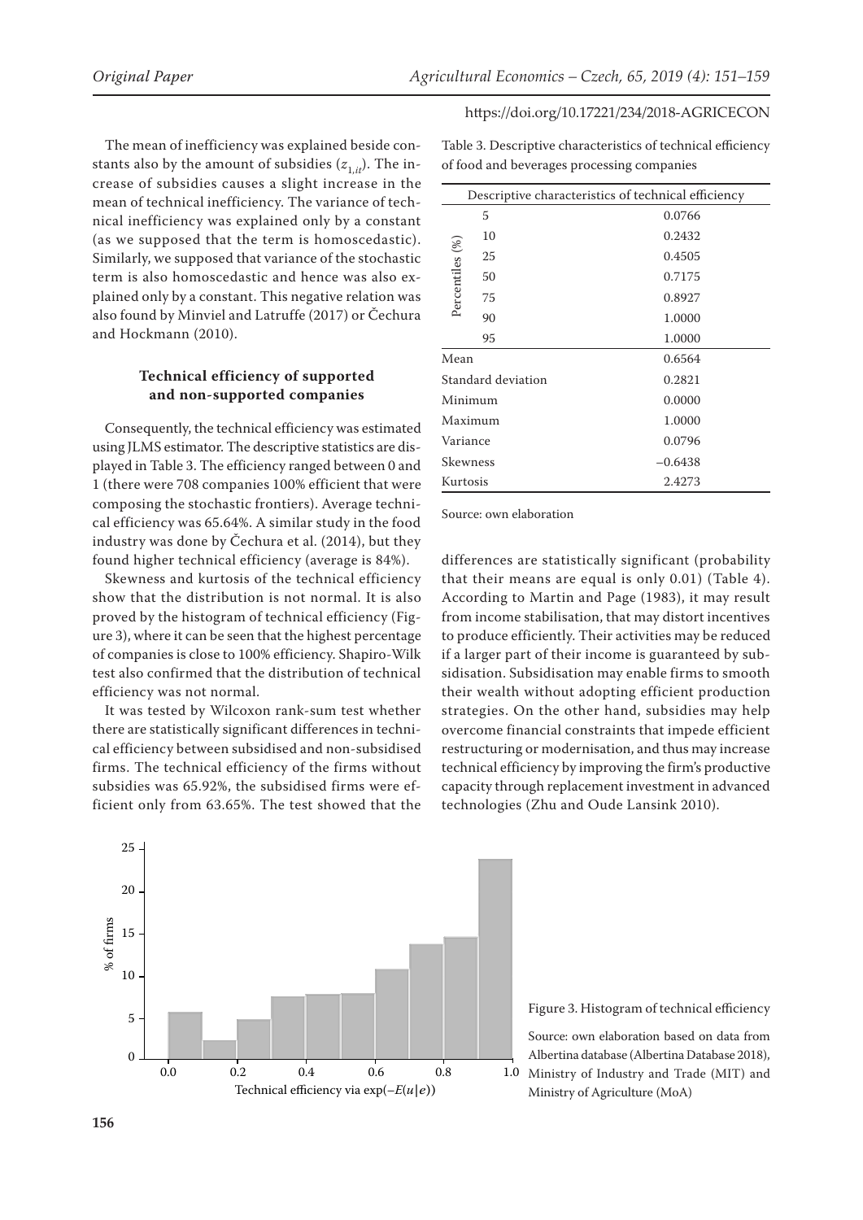The mean of inefficiency was explained beside constants also by the amount of subsidies ($z_{1,it}$). The increase of subsidies causes a slight increase in the mean of technical inefficiency. The variance of technical inefficiency was explained only by a constant (as we supposed that the term is homoscedastic). Similarly, we supposed that variance of the stochastic term is also homoscedastic and hence was also explained only by a constant. This negative relation was also found by Minviel and Latruffe (2017) or Čechura and Hockmann (2010).

### Technical efficiency of supported and non-supported companies

Consequently, the technical efficiency was estimated using JLMS estimator. The descriptive statistics are displayed in Table 3. The efficiency ranged between 0 and 1 (there were 708 companies 100% efficient that were composing the stochastic frontiers). Average technical efficiency was 65.64%. A similar study in the food industry was done by Čechura et al. (2014), but they found higher technical efficiency (average is 84%).

Skewness and kurtosis of the technical efficiency show that the distribution is not normal. It is also proved by the histogram of technical efficiency (Figure 3), where it can be seen that the highest percentage of companies is close to 100% efficiency. Shapiro-Wilk test also confirmed that the distribution of technical efficiency was not normal.

It was tested by Wilcoxon rank-sum test whether there are statistically significant differences in technical efficiency between subsidised and non-subsidised firms. The technical efficiency of the firms without subsidies was 65.92%, the subsidised firms were efficient only from 63.65%. The test showed that the differences are statistically significant (probability that their means are equal is only 0.01) (Table 4). According to Martin and Page (1983), it may result from income stabilisation, that may distort incentives to produce efficiently. Their activities may be reduced if a larger part of their income is guaranteed by subsidisation. Subsidisation may enable firms to smooth their wealth without adopting efficient production strategies. On the other hand, subsidies may help overcome financial constraints that impede efficient restructuring or modernisation, and thus may increase technical efficiency by improving the firm's productive capacity through replacement investment in advanced technologies (Zhu and Oude Lansink 2010).

Table 3. Descriptive characteristics of technical efficiency of food and beverages processing companies

| Descriptive characteristics of technical efficiency | | |
|---|---|---|
| Percentiles (%) | 5 | 0.0766 |
| | 10 | 0.2432 |
| | 25 | 0.4505 |
| | 50 | 0.7175 |
| | 75 | 0.8927 |
| | 90 | 1.0000 |
| | 95 | 1.0000 |
| Mean | | 0.6564 |
| Standard deviation | | 0.2821 |
| Minimum | | 0.0000 |
| Maximum | | 1.0000 |
| Variance | | 0.0796 |
| Skewness | | –0.6438 |
| Kurtosis | | 2.4273 |

Source: own elaboration

Figure 3. Histogram of technical efficiency

Source: own elaboration based on data from Albertina database (Albertina Database 2018), Ministry of Industry and Trade (MIT) and Ministry of Agriculture (MoA)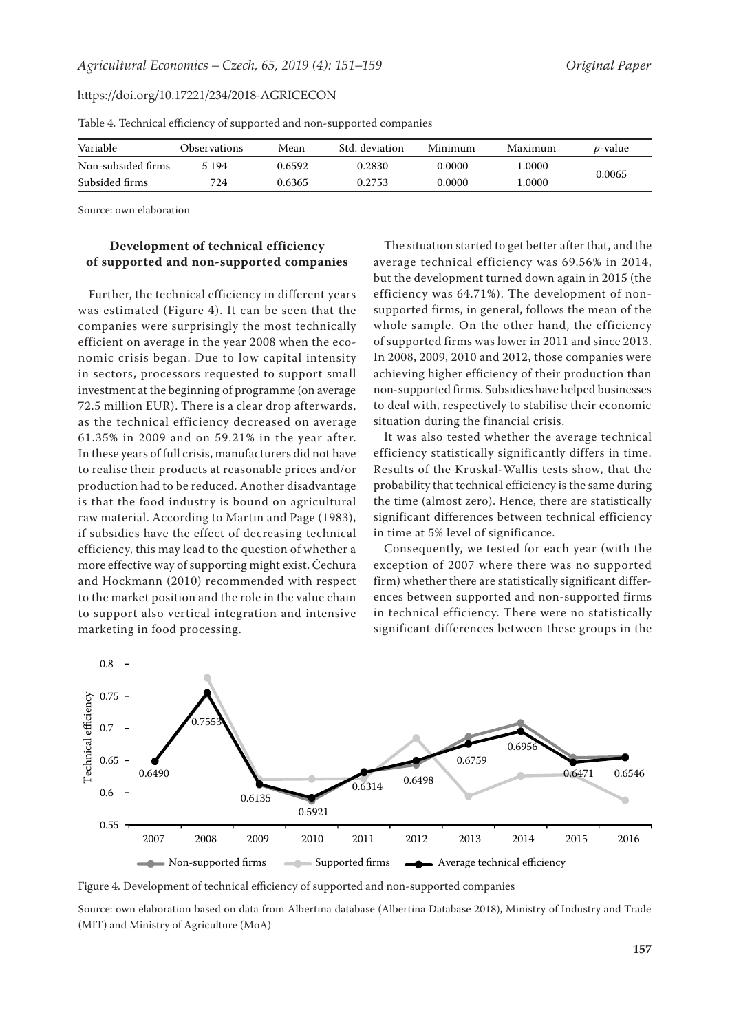Table 4. Technical efficiency of supported and non-supported companies

| Variable | Observations | Mean | Std. deviation | Minimum | Maximum | *p*-value |
|---|---|---|---|---|---|---|
| Non-subsided firms | 5 194 | 0.6592 | 0.2830 | 0.0000 | 1.0000 | 0.0065 |
| Subsided firms | 724 | 0.6365 | 0.2753 | 0.0000 | 1.0000 | |

Source: own elaboration

### Development of technical efficiency of supported and non-supported companies

Further, the technical efficiency in different years was estimated (Figure 4). It can be seen that the companies were surprisingly the most technically efficient on average in the year 2008 when the economic crisis began. Due to low capital intensity in sectors, processors requested to support small investment at the beginning of programme (on average 72.5 million EUR). There is a clear drop afterwards, as the technical efficiency decreased on average 61.35% in 2009 and on 59.21% in the year after. In these years of full crisis, manufacturers did not have to realise their products at reasonable prices and/or production had to be reduced. Another disadvantage is that the food industry is bound on agricultural raw material. According to Martin and Page (1983), if subsidies have the effect of decreasing technical efficiency, this may lead to the question of whether a more effective way of supporting might exist. Čechura and Hockmann (2010) recommended with respect to the market position and the role in the value chain to support also vertical integration and intensive marketing in food processing.

The situation started to get better after that, and the average technical efficiency was 69.56% in 2014, but the development turned down again in 2015 (the efficiency was 64.71%). The development of non-supported firms, in general, follows the mean of the whole sample. On the other hand, the efficiency of supported firms was lower in 2011 and since 2013. In 2008, 2009, 2010 and 2012, those companies were achieving higher efficiency of their production than non-supported firms. Subsidies have helped businesses to deal with, respectively to stabilise their economic situation during the financial crisis.

It was also tested whether the average technical efficiency statistically significantly differs in time. Results of the Kruskal-Wallis tests show, that the probability that technical efficiency is the same during the time (almost zero). Hence, there are statistically significant differences between technical efficiency in time at 5% level of significance.

Consequently, we tested for each year (with the exception of 2007 where there was no supported firm) whether there are statistically significant differences between supported and non-supported firms in technical efficiency. There were no statistically significant differences between these groups in the

Figure 4. Development of technical efficiency of supported and non-supported companies

Source: own elaboration based on data from Albertina database (Albertina Database 2018), Ministry of Industry and Trade (MIT) and Ministry of Agriculture (MoA)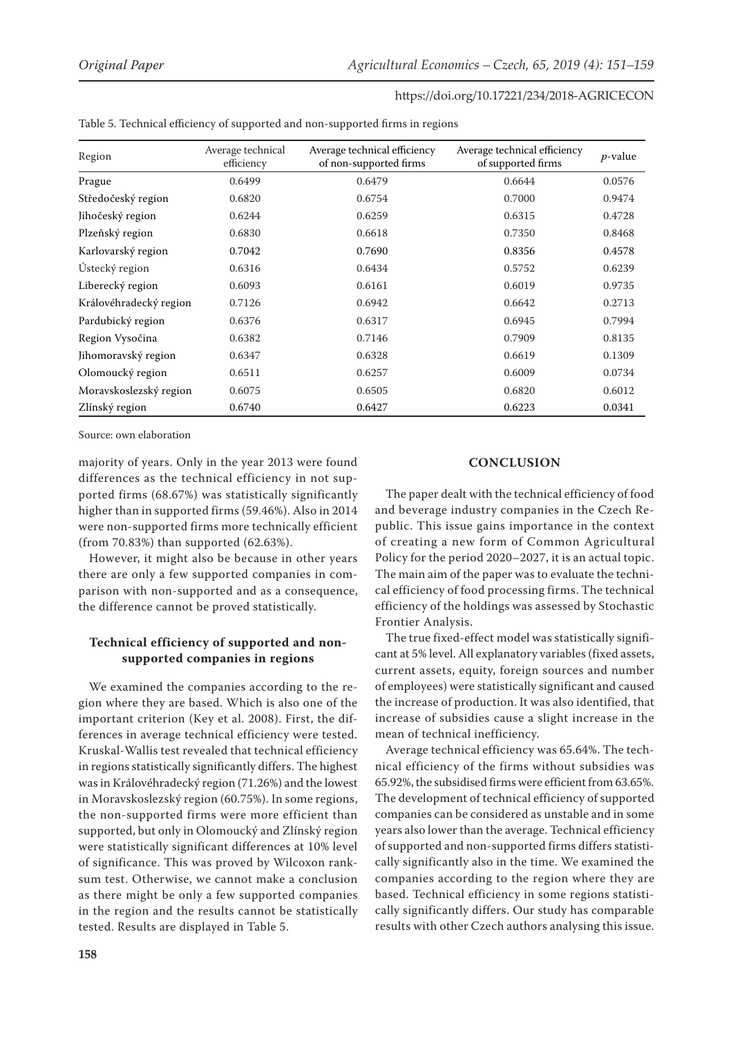Table 5. Technical efficiency of supported and non-supported firms in regions

| Region | Average technical efficiency | Average technical efficiency of non-supported firms | Average technical efficiency of supported firms | $p$-value |
|---|---|---|---|---|
| Prague | 0.6499 | 0.6479 | 0.6644 | 0.0576 |
| Středočeský region | 0.6820 | 0.6754 | 0.7000 | 0.9474 |
| Jihočeský region | 0.6244 | 0.6259 | 0.6315 | 0.4728 |
| Plzeňský region | 0.6830 | 0.6618 | 0.7350 | 0.8468 |
| Karlovarský region | 0.7042 | 0.7690 | 0.8356 | 0.4578 |
| Ústecký region | 0.6316 | 0.6434 | 0.5752 | 0.6239 |
| Liberecký region | 0.6093 | 0.6161 | 0.6019 | 0.9735 |
| Královéhradecký region | 0.7126 | 0.6942 | 0.6642 | 0.2713 |
| Pardubický region | 0.6376 | 0.6317 | 0.6945 | 0.7994 |
| Region Vysočina | 0.6382 | 0.7146 | 0.7909 | 0.8135 |
| Jihomoravský region | 0.6347 | 0.6328 | 0.6619 | 0.1309 |
| Olomoucký region | 0.6511 | 0.6257 | 0.6009 | 0.0734 |
| Moravskoslezský region | 0.6075 | 0.6505 | 0.6820 | 0.6012 |
| Zlínský region | 0.6740 | 0.6427 | 0.6223 | 0.0341 |

Source: own elaboration

majority of years. Only in the year 2013 were found differences as the technical efficiency in not supported firms (68.67%) was statistically significantly higher than in supported firms (59.46%). Also in 2014 were non-supported firms more technically efficient (from 70.83%) than supported (62.63%).

However, it might also be because in other years there are only a few supported companies in comparison with non-supported and as a consequence, the difference cannot be proved statistically.

### Technical efficiency of supported and non-supported companies in regions

We examined the companies according to the region where they are based. Which is also one of the important criterion (Key et al. 2008). First, the differences in average technical efficiency were tested. Kruskal-Wallis test revealed that technical efficiency in regions statistically significantly differs. The highest was in Královéhradecký region (71.26%) and the lowest in Moravskoslezský region (60.75%). In some regions, the non-supported firms were more efficient than supported, but only in Olomoucký and Zlínský region were statistically significant differences at 10% level of significance. This was proved by Wilcoxon rank-sum test. Otherwise, we cannot make a conclusion as there might be only a few supported companies in the region and the results cannot be statistically tested. Results are displayed in Table 5.

## CONCLUSION

The paper dealt with the technical efficiency of food and beverage industry companies in the Czech Republic. This issue gains importance in the context of creating a new form of Common Agricultural Policy for the period 2020–2027, it is an actual topic. The main aim of the paper was to evaluate the technical efficiency of food processing firms. The technical efficiency of the holdings was assessed by Stochastic Frontier Analysis.

The true fixed-effect model was statistically significant at 5% level. All explanatory variables (fixed assets, current assets, equity, foreign sources and number of employees) were statistically significant and caused the increase of production. It was also identified, that increase of subsidies cause a slight increase in the mean of technical inefficiency.

Average technical efficiency was 65.64%. The technical efficiency of the firms without subsidies was 65.92%, the subsidised firms were efficient from 63.65%. The development of technical efficiency of supported companies can be considered as unstable and in some years also lower than the average. Technical efficiency of supported and non-supported firms differs statistically significantly also in the time. We examined the companies according to the region where they are based. Technical efficiency in some regions statistically significantly differs. Our study has comparable results with other Czech authors analysing this issue.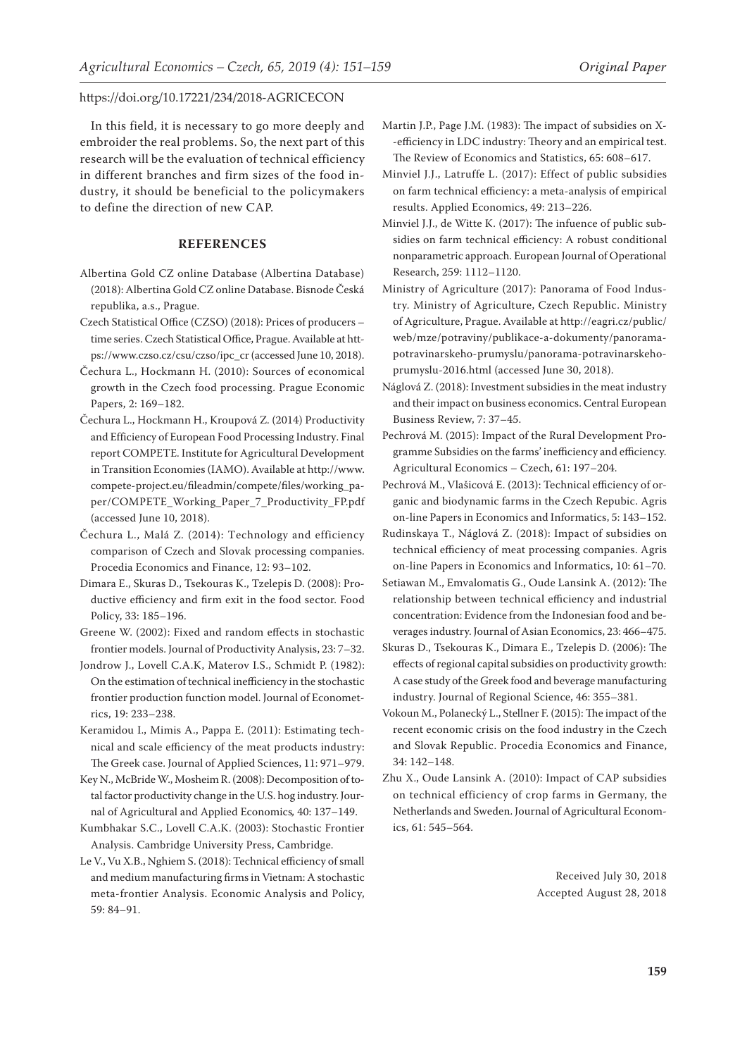In this field, it is necessary to go more deeply and embroider the real problems. So, the next part of this research will be the evaluation of technical efficiency in different branches and firm sizes of the food industry, it should be beneficial to the policymakers to define the direction of new CAP.

## REFERENCES

Albertina Gold CZ online Database (Albertina Database) (2018): Albertina Gold CZ online Database. Bisnode Česká republika, a.s., Prague.

Czech Statistical Office (CZSO) (2018): Prices of producers – time series. Czech Statistical Office, Prague. Available at https://www.czso.cz/csu/czso/ipc_cr (accessed June 10, 2018).

Čechura L., Hockmann H. (2010): Sources of economical growth in the Czech food processing. Prague Economic Papers, 2: 169–182.

Čechura L., Hockmann H., Kroupová Z. (2014) Productivity and Efficiency of European Food Processing Industry. Final report COMPETE. Institute for Agricultural Development in Transition Economies (IAMO). Available at http://www.compete-project.eu/fileadmin/compete/files/working_paper/COMPETE_Working_Paper_7_Productivity_FP.pdf (accessed June 10, 2018).

Čechura L., Malá Z. (2014): Technology and efficiency comparison of Czech and Slovak processing companies. Procedia Economics and Finance, 12: 93–102.

Dimara E., Skuras D., Tsekouras K., Tzelepis D. (2008): Productive efficiency and firm exit in the food sector. Food Policy, 33: 185–196.

Greene W. (2002): Fixed and random effects in stochastic frontier models. Journal of Productivity Analysis, 23: 7–32.

Jondrow J., Lovell C.A.K, Materov I.S., Schmidt P. (1982): On the estimation of technical inefficiency in the stochastic frontier production function model. Journal of Econometrics, 19: 233–238.

Keramidou I., Mimis A., Pappa E. (2011): Estimating technical and scale efficiency of the meat products industry: The Greek case. Journal of Applied Sciences, 11: 971–979.

Key N., McBride W., Mosheim R. (2008): Decomposition of total factor productivity change in the U.S. hog industry. Journal of Agricultural and Applied Economics, 40: 137–149.

Kumbhakar S.C., Lovell C.A.K. (2003): Stochastic Frontier Analysis. Cambridge University Press, Cambridge.

Le V., Vu X.B., Nghiem S. (2018): Technical efficiency of small and medium manufacturing firms in Vietnam: A stochastic meta-frontier Analysis. Economic Analysis and Policy, 59: 84–91.

Martin J.P., Page J.M. (1983): The impact of subsidies on X--efficiency in LDC industry: Theory and an empirical test. The Review of Economics and Statistics, 65: 608–617.

Minviel J.J., Latruffe L. (2017): Effect of public subsidies on farm technical efficiency: a meta-analysis of empirical results. Applied Economics, 49: 213–226.

Minviel J.J., de Witte K. (2017): The infuence of public subsidies on farm technical efficiency: A robust conditional nonparametric approach. European Journal of Operational Research, 259: 1112–1120.

Ministry of Agriculture (2017): Panorama of Food Industry. Ministry of Agriculture, Czech Republic. Ministry of Agriculture, Prague. Available at http://eagri.cz/public/web/mze/potraviny/publikace-a-dokumenty/panorama-potravinarskeho-prumyslu/panorama-potravinarskeho-prumyslu-2016.html (accessed June 30, 2018).

Náglová Z. (2018): Investment subsidies in the meat industry and their impact on business economics. Central European Business Review, 7: 37–45.

Pechrová M. (2015): Impact of the Rural Development Programme Subsidies on the farms' inefficiency and efficiency. Agricultural Economics – Czech, 61: 197–204.

Pechrová M., Vlašicová E. (2013): Technical efficiency of organic and biodynamic farms in the Czech Repubic. Agris on-line Papers in Economics and Informatics, 5: 143–152.

Rudinskaya T., Náglová Z. (2018): Impact of subsidies on technical efficiency of meat processing companies. Agris on-line Papers in Economics and Informatics, 10: 61–70.

Setiawan M., Emvalomatis G., Oude Lansink A. (2012): The relationship between technical efficiency and industrial concentration: Evidence from the Indonesian food and beverages industry. Journal of Asian Economics, 23: 466–475.

Skuras D., Tsekouras K., Dimara E., Tzelepis D. (2006): The effects of regional capital subsidies on productivity growth: A case study of the Greek food and beverage manufacturing industry. Journal of Regional Science, 46: 355–381.

Vokoun M., Polanecký L., Stellner F. (2015): The impact of the recent economic crisis on the food industry in the Czech and Slovak Republic. Procedia Economics and Finance, 34: 142–148.

Zhu X., Oude Lansink A. (2010): Impact of CAP subsidies on technical efficiency of crop farms in Germany, the Netherlands and Sweden. Journal of Agricultural Economics, 61: 545–564.

Received July 30, 2018
Accepted August 28, 2018